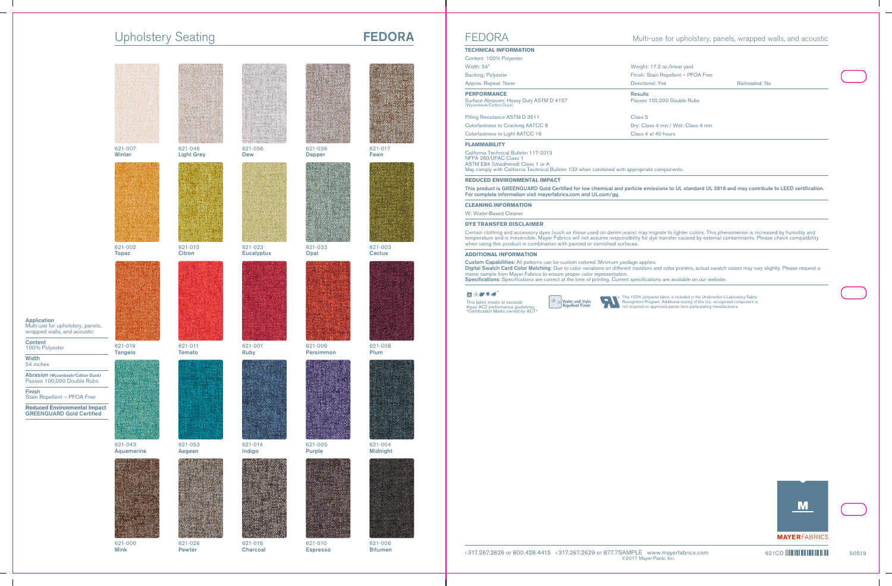# Upholstery Seating — FEDORA

| | | | | |
|---|---|---|---|---|
| 621-007 Winter | 621-046 Light Grey | 621-056 Dew | 621-036 Dapper | 621-017 Fawn |
| 621-002 Topaz | 621-013 Citron | 621-023 Eucalyptus | 621-033 Opal | 621-003 Cactus |
| 621-019 Tangelo | 621-011 Tomato | 621-001 Ruby | 621-009 Persimmon | 621-008 Plum |
| 621-043 Aquamarine | 621-053 Aegean | 621-014 Indigo | 621-005 Purple | 621-004 Midnight |
| 621-000 Mink | 621-026 Pewter | 621-016 Charcoal | 621-010 Espresso | 621-006 Bitumen |

**Application**
Multi-use for upholstery, panels, wrapped walls, and acoustic

**Content**
100% Polyester

**Width**
54 inches

**Abrasion** (Wyzenbeek/Cotton Duck)
Passes 100,000 Double Rubs

**Finish**
Stain Repellent – PFOA Free

**Reduced Environmental Impact**
GREENGUARD Gold Certified

# FEDORA

Multi-use for upholstery, panels, wrapped walls, and acoustic

## TECHNICAL INFORMATION

Content: 100% Polyester

| | | |
|---|---|---|
| Width: 54" | Weight: 17.2 oz./linear yard | |
| Backing: Polyester | Finish: Stain Repellent – PFOA Free | |
| Approx. Repeat: None | Directional: Yes | Railroaded: No |

## PERFORMANCE

| PERFORMANCE | Results |
|---|---|
| Surface Abrasion: Heavy Duty ASTM D 4157 (Wyzenbeek/Cotton Duck) | Passes 100,000 Double Rubs |
| Pilling Resistance ASTM D 3511 | Class 5 |
| Colorfastness to Crocking AATCC 8 | Dry: Class 4 min / Wet: Class 4 min |
| Colorfastness to Light AATCC 16 | Class 4 at 40 hours |

## FLAMMABILITY

California Technical Bulletin 117-2013
NFPA 260/UFAC Class 1
ASTM E84 (Unadhered) Class 1 or A
May comply with California Technical Bulletin 133 when combined with appropriate components.

## REDUCED ENVIRONMENTAL IMPACT

**This product is GREENGUARD Gold Certified for low chemical and particle emissions to UL standard UL 2818 and may contribute to LEED certification. For complete information visit mayerfabrics.com and UL.com/gg.**

## CLEANING INFORMATION

W: Water-Based Cleaner

## DYE TRANSFER DISCLAIMER

Certain clothing and accessory dyes (such as those used on denim jeans) may migrate to lighter colors. This phenomenon is increased by humidity and temperature and is irreversible. Mayer Fabrics will not assume responsibility for dye transfer caused by external contaminants. Please check compatibility when using this product in combination with painted or varnished surfaces.

## ADDITIONAL INFORMATION

**Custom Capabilities:** All patterns can be custom colored. Minimum yardage applies.
**Digital Swatch Card Color Matching:** Due to color variations on different monitors and color printers, actual swatch colors may vary slightly. Please request a memo sample from Mayer Fabrics to ensure proper color representation.
**Specifications:** Specifications are correct at the time of printing. Current specifications are available on our website.

This fabric meets or exceeds these ACT performance guidelines. *Certification Marks owned by ACT®

Water and Stain Repellent Finish

This 100% polyester fabric is included in the Underwriter's Laboratory Fabric Recognition Program. Additional testing of this U.L. recognized component is not required on approved panels from participating manufacturers.

MAYERFABRICS

T 317.267.2626 or 800.428.4415 F 317.267.2629 or 877.7SAMPLE www.mayerfabrics.com
©2017 Mayer-Paetz, Inc.

621CD

50519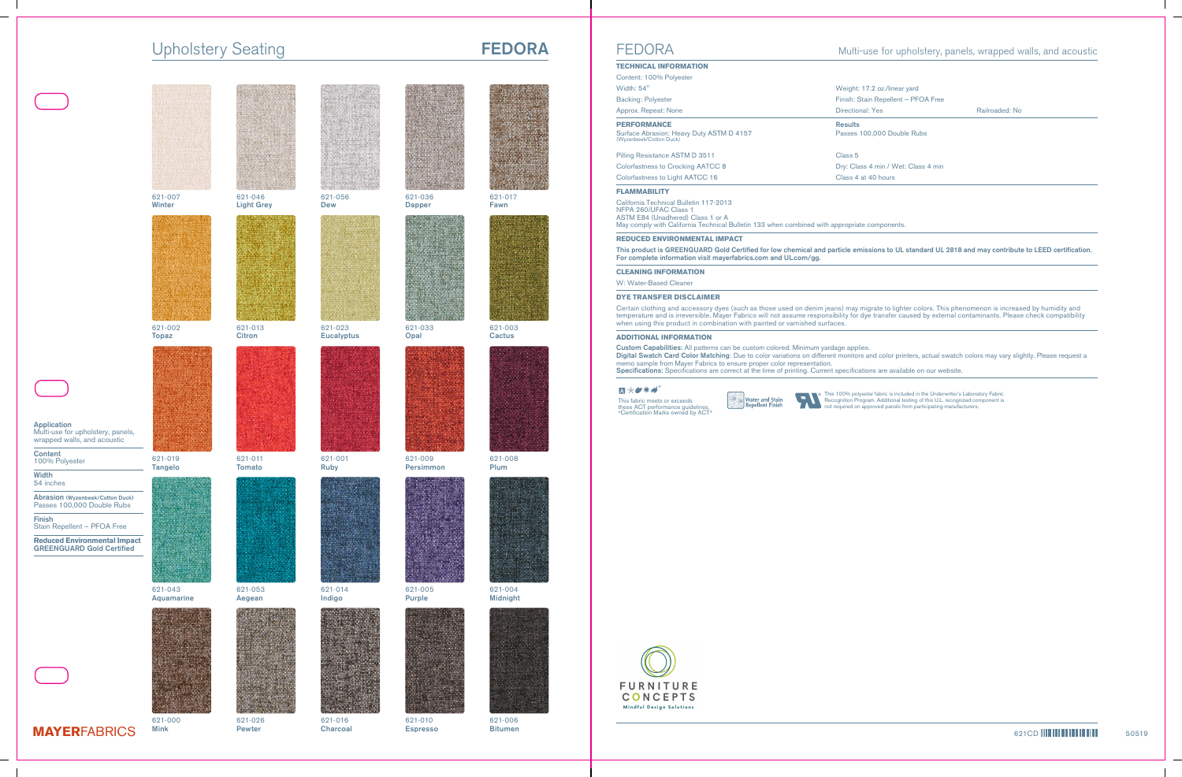# Upholstery Seating

## FEDORA

| | | | | |
|---|---|---|---|---|
| 621-007 Winter | 621-046 Light Grey | 621-056 Dew | 621-036 Dapper | 621-017 Fawn |
| 621-002 Topaz | 621-013 Citron | 621-023 Eucalyptus | 621-033 Opal | 621-003 Cactus |
| 621-019 Tangelo | 621-011 Tomato | 621-001 Ruby | 621-009 Persimmon | 621-008 Plum |
| 621-043 Aquamarine | 621-053 Aegean | 621-014 Indigo | 621-005 Purple | 621-004 Midnight |
| 621-000 Mink | 621-026 Pewter | 621-016 Charcoal | 621-010 Espresso | 621-006 Bitumen |

**Application**
Multi-use for upholstery, panels, wrapped walls, and acoustic

**Content**
100% Polyester

**Width**
54 inches

**Abrasion** (Wyzenbeek/Cotton Duck)
Passes 100,000 Double Rubs

**Finish**
Stain Repellent – PFOA Free

**Reduced Environmental Impact**
**GREENGUARD Gold Certified**

**MAYER**FABRICS

# FEDORA

Multi-use for upholstery, panels, wrapped walls, and acoustic

### TECHNICAL INFORMATION

Content: 100% Polyester

| | | |
|---|---|---|
| Width: 54" | Weight: 17.2 oz./linear yard | |
| Backing: Polyester | Finish: Stain Repellent – PFOA Free | |
| Approx. Repeat: None | Directional: Yes | Railroaded: No |

| PERFORMANCE | Results |
|---|---|
| Surface Abrasion: Heavy Duty ASTM D 4157 (Wyzenbeek/Cotton Duck) | Passes 100,000 Double Rubs |
| Pilling Resistance ASTM D 3511 | Class 5 |
| Colorfastness to Crocking AATCC 8 | Dry: Class 4 min / Wet: Class 4 min |
| Colorfastness to Light AATCC 16 | Class 4 at 40 hours |

### FLAMMABILITY

California Technical Bulletin 117-2013
NFPA 260/UFAC Class 1
ASTM E84 (Unadhered) Class 1 or A
May comply with California Technical Bulletin 133 when combined with appropriate components.

### REDUCED ENVIRONMENTAL IMPACT

**This product is GREENGUARD Gold Certified for low chemical and particle emissions to UL standard UL 2818 and may contribute to LEED certification. For complete information visit mayerfabrics.com and UL.com/gg.**

### CLEANING INFORMATION

W: Water-Based Cleaner

### DYE TRANSFER DISCLAIMER

Certain clothing and accessory dyes (such as those used on denim jeans) may migrate to lighter colors. This phenomenon is increased by humidity and temperature and is irreversible. Mayer Fabrics will not assume responsibility for dye transfer caused by external contaminants. Please check compatibility when using this product in combination with painted or varnished surfaces.

### ADDITIONAL INFORMATION

**Custom Capabilities:** All patterns can be custom colored. Minimum yardage applies.
**Digital Swatch Card Color Matching:** Due to color variations on different monitors and color printers, actual swatch colors may vary slightly. Please request a memo sample from Mayer Fabrics to ensure proper color representation.
**Specifications:** Specifications are correct at the time of printing. Current specifications are available on our website.

This fabric meets or exceeds these ACT performance guidelines. *Certification Marks owned by ACT®

Water and Stain Repellent Finish

This 100% polyester fabric is included in the Underwriter's Laboratory Fabric Recognition Program. Additional testing of this U.L. recognized component is not required on approved panels from participating manufacturers.

FURNITURE CONCEPTS
Mindful Design Solutions

621CD

50519